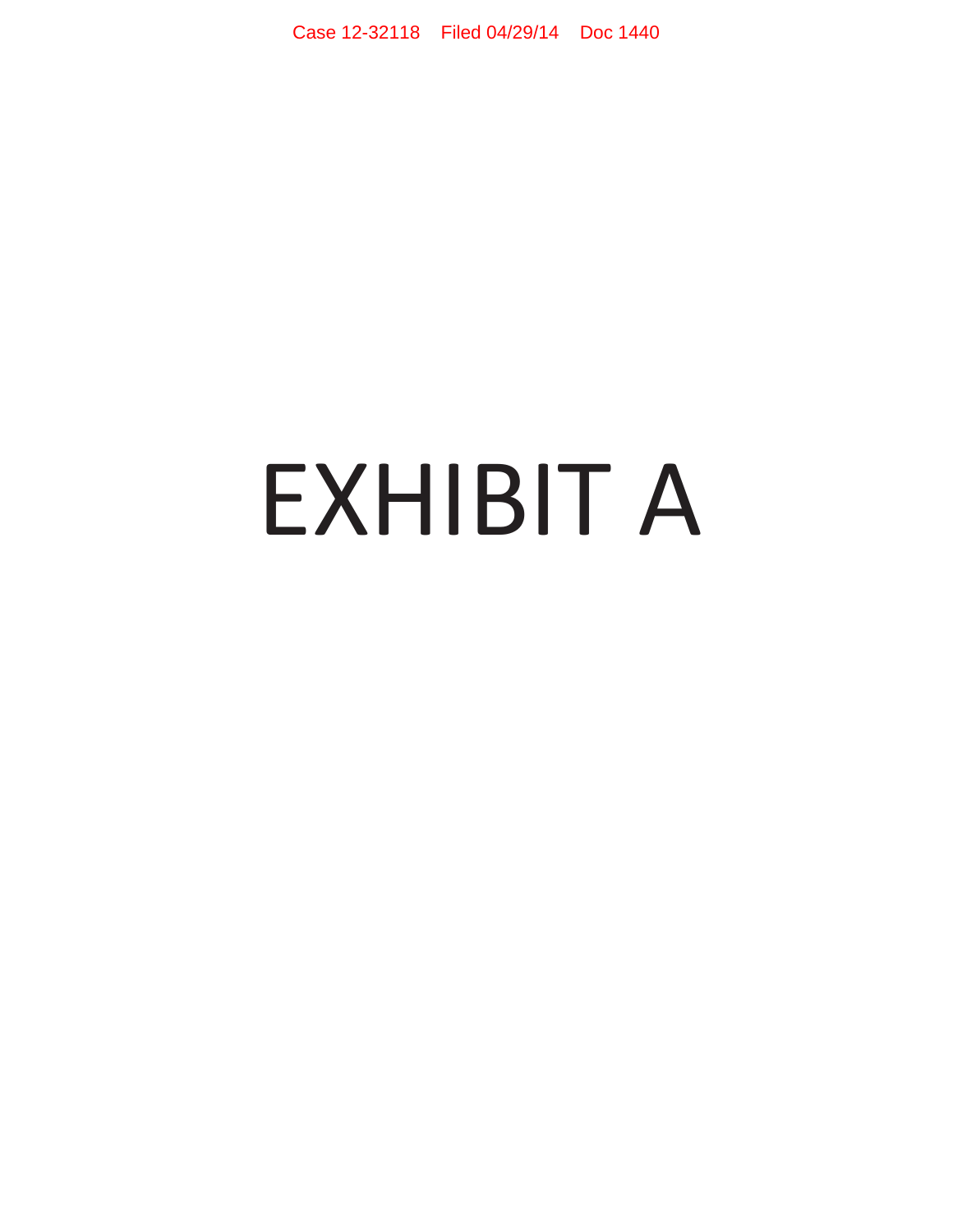# EXHIBIT A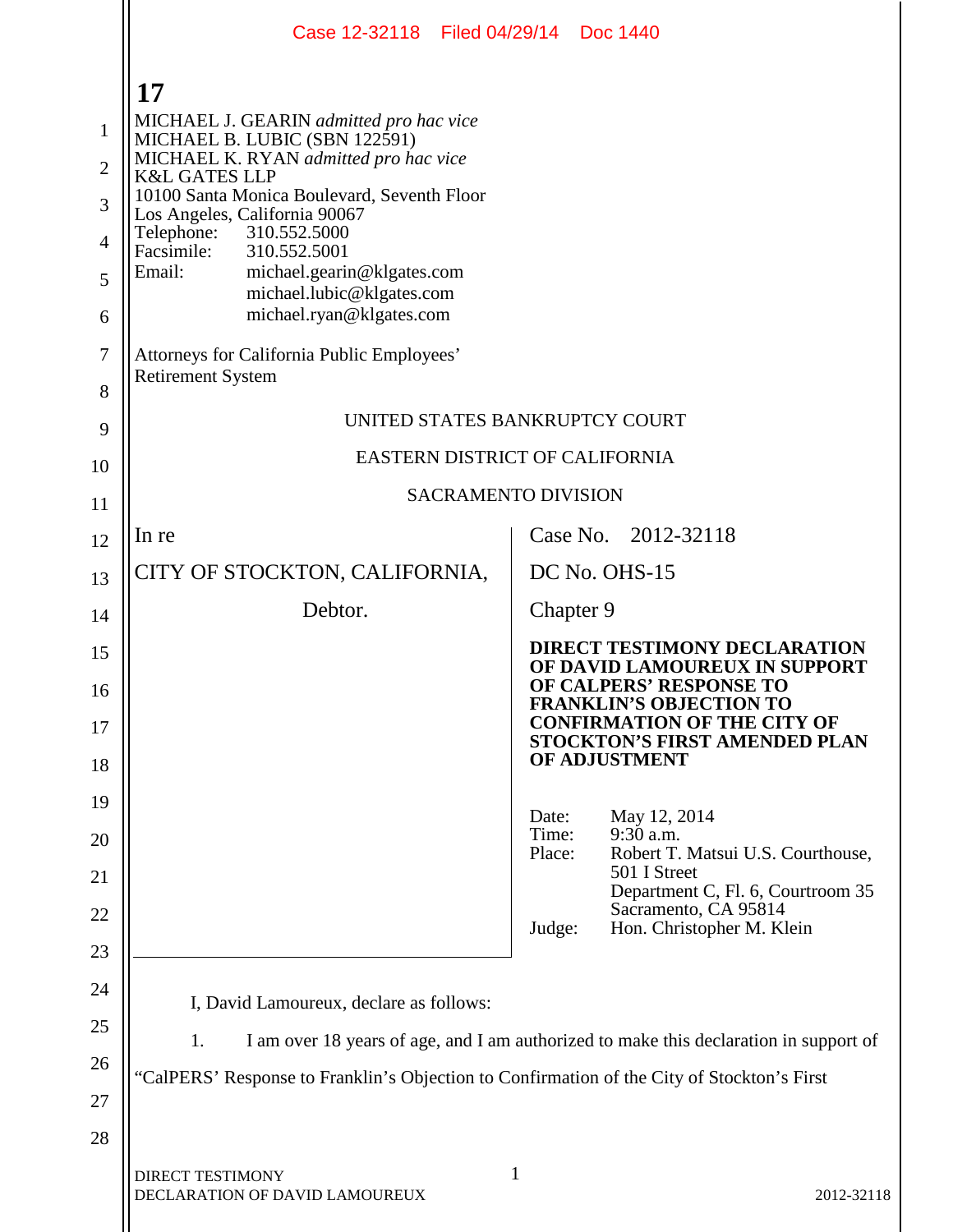**17**

MICHAEL J. GEARIN *admitted pro hac vice*
MICHAEL B. LUBIC (SBN 122591)
MICHAEL K. RYAN *admitted pro hac vice*
K&L GATES LLP
10100 Santa Monica Boulevard, Seventh Floor
Los Angeles, California 90067
Telephone: 310.552.5000
Facsimile: 310.552.5001
Email: michael.gearin@klgates.com
michael.lubic@klgates.com
michael.ryan@klgates.com

Attorneys for California Public Employees' Retirement System

UNITED STATES BANKRUPTCY COURT

EASTERN DISTRICT OF CALIFORNIA

SACRAMENTO DIVISION

| | |
|---|---|
| In re<br><br>CITY OF STOCKTON, CALIFORNIA,<br><br>Debtor. | Case No. 2012-32118<br><br>DC No. OHS-15<br><br>Chapter 9<br><br>**DIRECT TESTIMONY DECLARATION OF DAVID LAMOUREUX IN SUPPORT OF CALPERS' RESPONSE TO FRANKLIN'S OBJECTION TO CONFIRMATION OF THE CITY OF STOCKTON'S FIRST AMENDED PLAN OF ADJUSTMENT**<br><br>Date: May 12, 2014<br>Time: 9:30 a.m.<br>Place: Robert T. Matsui U.S. Courthouse, 501 I Street, Department C, Fl. 6, Courtroom 35, Sacramento, CA 95814<br>Judge: Hon. Christopher M. Klein |

I, David Lamoureux, declare as follows:

1. I am over 18 years of age, and I am authorized to make this declaration in support of "CalPERS' Response to Franklin's Objection to Confirmation of the City of Stockton's First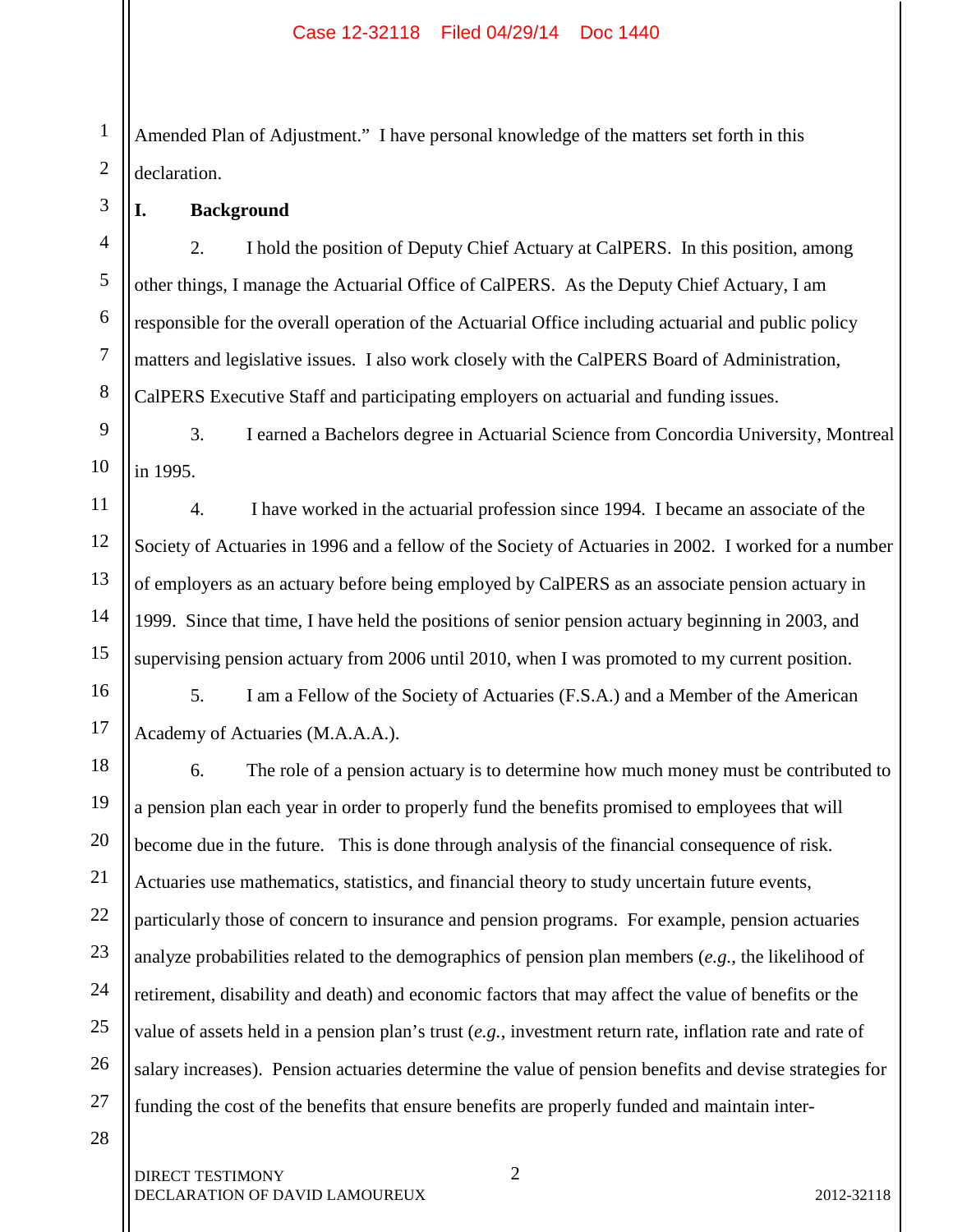Amended Plan of Adjustment." I have personal knowledge of the matters set forth in this declaration.

## I. Background

2. I hold the position of Deputy Chief Actuary at CalPERS. In this position, among other things, I manage the Actuarial Office of CalPERS. As the Deputy Chief Actuary, I am responsible for the overall operation of the Actuarial Office including actuarial and public policy matters and legislative issues. I also work closely with the CalPERS Board of Administration, CalPERS Executive Staff and participating employers on actuarial and funding issues.

3. I earned a Bachelors degree in Actuarial Science from Concordia University, Montreal in 1995.

4. I have worked in the actuarial profession since 1994. I became an associate of the Society of Actuaries in 1996 and a fellow of the Society of Actuaries in 2002. I worked for a number of employers as an actuary before being employed by CalPERS as an associate pension actuary in 1999. Since that time, I have held the positions of senior pension actuary beginning in 2003, and supervising pension actuary from 2006 until 2010, when I was promoted to my current position.

5. I am a Fellow of the Society of Actuaries (F.S.A.) and a Member of the American Academy of Actuaries (M.A.A.A.).

6. The role of a pension actuary is to determine how much money must be contributed to a pension plan each year in order to properly fund the benefits promised to employees that will become due in the future. This is done through analysis of the financial consequence of risk. Actuaries use mathematics, statistics, and financial theory to study uncertain future events, particularly those of concern to insurance and pension programs. For example, pension actuaries analyze probabilities related to the demographics of pension plan members (*e.g.*, the likelihood of retirement, disability and death) and economic factors that may affect the value of benefits or the value of assets held in a pension plan's trust (*e.g.*, investment return rate, inflation rate and rate of salary increases). Pension actuaries determine the value of pension benefits and devise strategies for funding the cost of the benefits that ensure benefits are properly funded and maintain inter-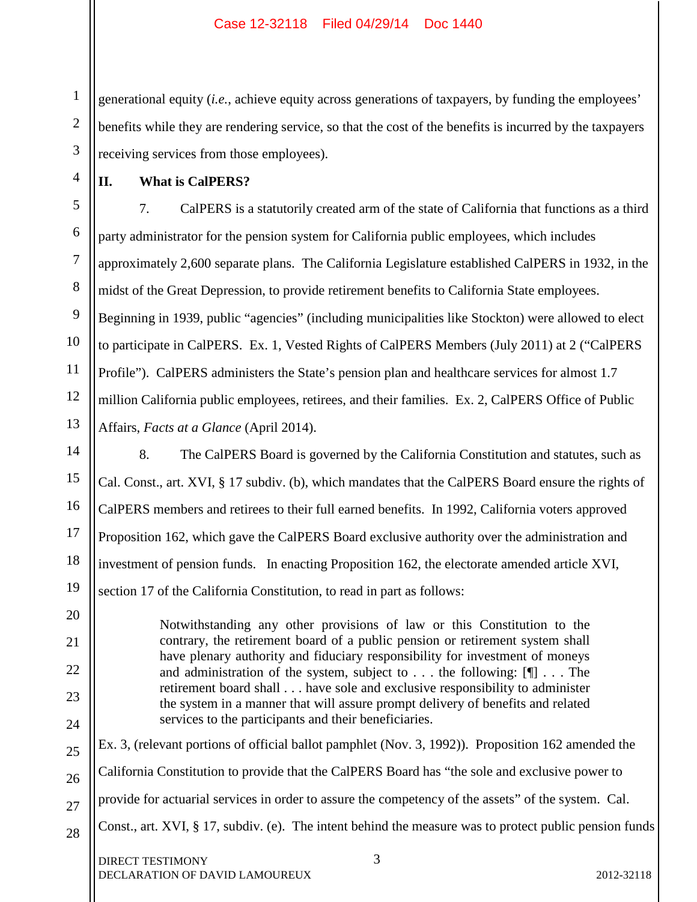generational equity (*i.e.*, achieve equity across generations of taxpayers, by funding the employees' benefits while they are rendering service, so that the cost of the benefits is incurred by the taxpayers receiving services from those employees).

## II. What is CalPERS?

7. CalPERS is a statutorily created arm of the state of California that functions as a third party administrator for the pension system for California public employees, which includes approximately 2,600 separate plans. The California Legislature established CalPERS in 1932, in the midst of the Great Depression, to provide retirement benefits to California State employees. Beginning in 1939, public "agencies" (including municipalities like Stockton) were allowed to elect to participate in CalPERS. Ex. 1, Vested Rights of CalPERS Members (July 2011) at 2 ("CalPERS Profile"). CalPERS administers the State's pension plan and healthcare services for almost 1.7 million California public employees, retirees, and their families. Ex. 2, CalPERS Office of Public Affairs, *Facts at a Glance* (April 2014).

8. The CalPERS Board is governed by the California Constitution and statutes, such as Cal. Const., art. XVI, § 17 subdiv. (b), which mandates that the CalPERS Board ensure the rights of CalPERS members and retirees to their full earned benefits. In 1992, California voters approved Proposition 162, which gave the CalPERS Board exclusive authority over the administration and investment of pension funds. In enacting Proposition 162, the electorate amended article XVI, section 17 of the California Constitution, to read in part as follows:

> Notwithstanding any other provisions of law or this Constitution to the contrary, the retirement board of a public pension or retirement system shall have plenary authority and fiduciary responsibility for investment of moneys and administration of the system, subject to . . . the following: [¶] . . . The retirement board shall . . . have sole and exclusive responsibility to administer the system in a manner that will assure prompt delivery of benefits and related services to the participants and their beneficiaries.

Ex. 3, (relevant portions of official ballot pamphlet (Nov. 3, 1992)). Proposition 162 amended the California Constitution to provide that the CalPERS Board has "the sole and exclusive power to provide for actuarial services in order to assure the competency of the assets" of the system. Cal. Const., art. XVI, § 17, subdiv. (e). The intent behind the measure was to protect public pension funds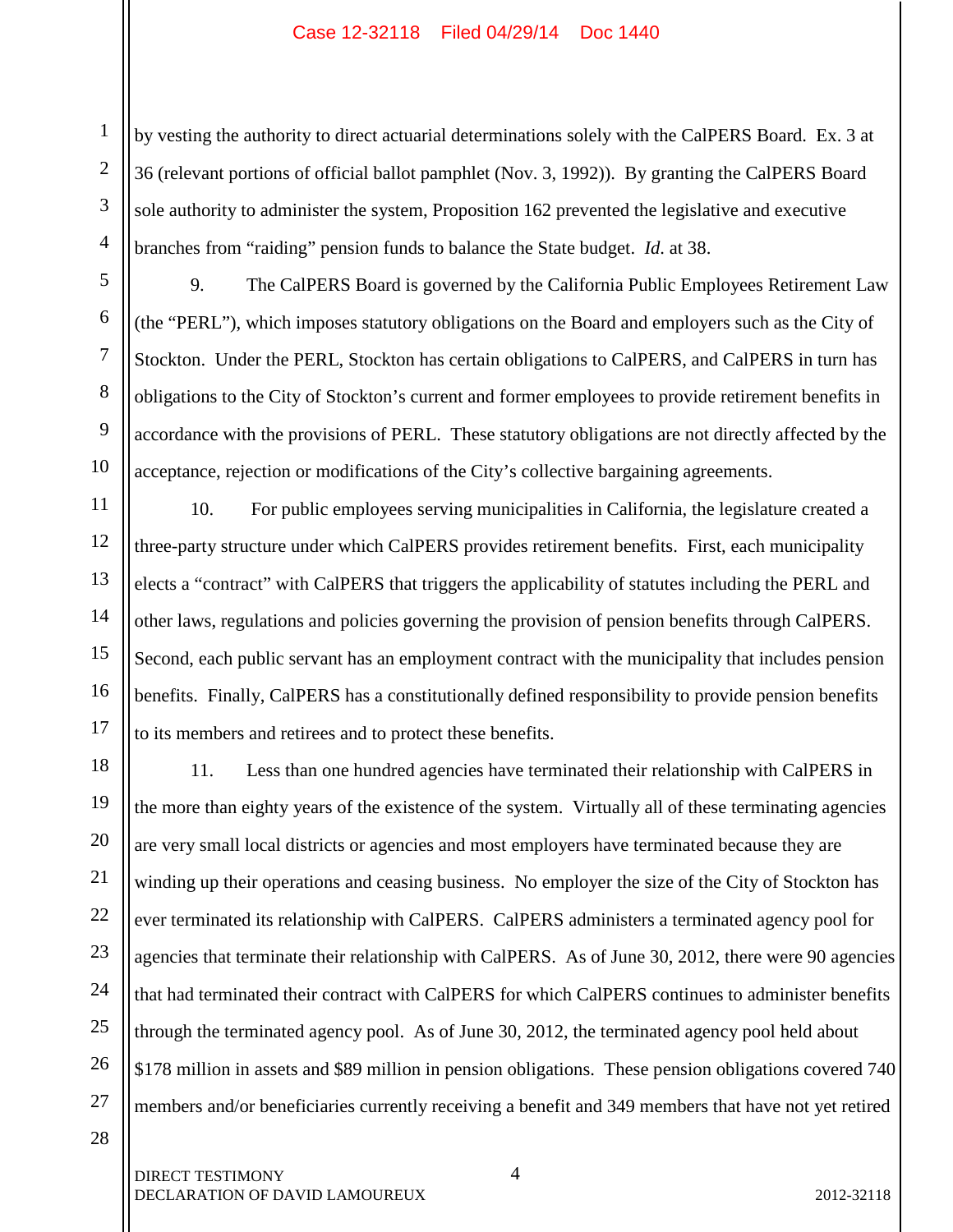by vesting the authority to direct actuarial determinations solely with the CalPERS Board. Ex. 3 at 36 (relevant portions of official ballot pamphlet (Nov. 3, 1992)). By granting the CalPERS Board sole authority to administer the system, Proposition 162 prevented the legislative and executive branches from "raiding" pension funds to balance the State budget. *Id*. at 38.

9. The CalPERS Board is governed by the California Public Employees Retirement Law (the "PERL"), which imposes statutory obligations on the Board and employers such as the City of Stockton. Under the PERL, Stockton has certain obligations to CalPERS, and CalPERS in turn has obligations to the City of Stockton's current and former employees to provide retirement benefits in accordance with the provisions of PERL. These statutory obligations are not directly affected by the acceptance, rejection or modifications of the City's collective bargaining agreements.

10. For public employees serving municipalities in California, the legislature created a three-party structure under which CalPERS provides retirement benefits. First, each municipality elects a "contract" with CalPERS that triggers the applicability of statutes including the PERL and other laws, regulations and policies governing the provision of pension benefits through CalPERS. Second, each public servant has an employment contract with the municipality that includes pension benefits. Finally, CalPERS has a constitutionally defined responsibility to provide pension benefits to its members and retirees and to protect these benefits.

11. Less than one hundred agencies have terminated their relationship with CalPERS in the more than eighty years of the existence of the system. Virtually all of these terminating agencies are very small local districts or agencies and most employers have terminated because they are winding up their operations and ceasing business. No employer the size of the City of Stockton has ever terminated its relationship with CalPERS. CalPERS administers a terminated agency pool for agencies that terminate their relationship with CalPERS. As of June 30, 2012, there were 90 agencies that had terminated their contract with CalPERS for which CalPERS continues to administer benefits through the terminated agency pool. As of June 30, 2012, the terminated agency pool held about $178 million in assets and $89 million in pension obligations. These pension obligations covered 740 members and/or beneficiaries currently receiving a benefit and 349 members that have not yet retired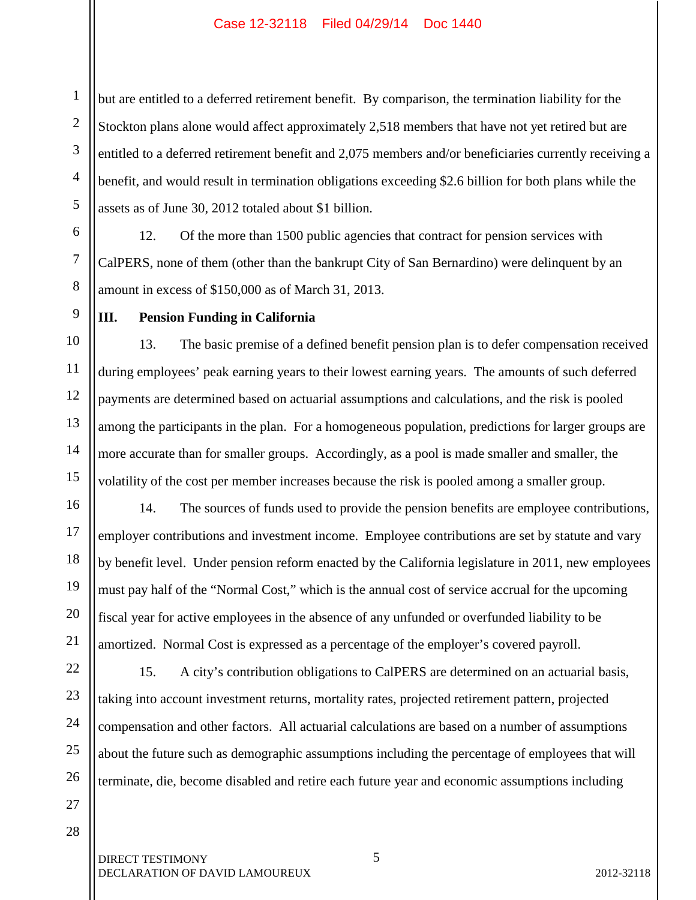but are entitled to a deferred retirement benefit. By comparison, the termination liability for the Stockton plans alone would affect approximately 2,518 members that have not yet retired but are entitled to a deferred retirement benefit and 2,075 members and/or beneficiaries currently receiving a benefit, and would result in termination obligations exceeding $2.6 billion for both plans while the assets as of June 30, 2012 totaled about $1 billion.

12. Of the more than 1500 public agencies that contract for pension services with CalPERS, none of them (other than the bankrupt City of San Bernardino) were delinquent by an amount in excess of $150,000 as of March 31, 2013.

## III. Pension Funding in California

13. The basic premise of a defined benefit pension plan is to defer compensation received during employees' peak earning years to their lowest earning years. The amounts of such deferred payments are determined based on actuarial assumptions and calculations, and the risk is pooled among the participants in the plan. For a homogeneous population, predictions for larger groups are more accurate than for smaller groups. Accordingly, as a pool is made smaller and smaller, the volatility of the cost per member increases because the risk is pooled among a smaller group.

14. The sources of funds used to provide the pension benefits are employee contributions, employer contributions and investment income. Employee contributions are set by statute and vary by benefit level. Under pension reform enacted by the California legislature in 2011, new employees must pay half of the "Normal Cost," which is the annual cost of service accrual for the upcoming fiscal year for active employees in the absence of any unfunded or overfunded liability to be amortized. Normal Cost is expressed as a percentage of the employer's covered payroll.

15. A city's contribution obligations to CalPERS are determined on an actuarial basis, taking into account investment returns, mortality rates, projected retirement pattern, projected compensation and other factors. All actuarial calculations are based on a number of assumptions about the future such as demographic assumptions including the percentage of employees that will terminate, die, become disabled and retire each future year and economic assumptions including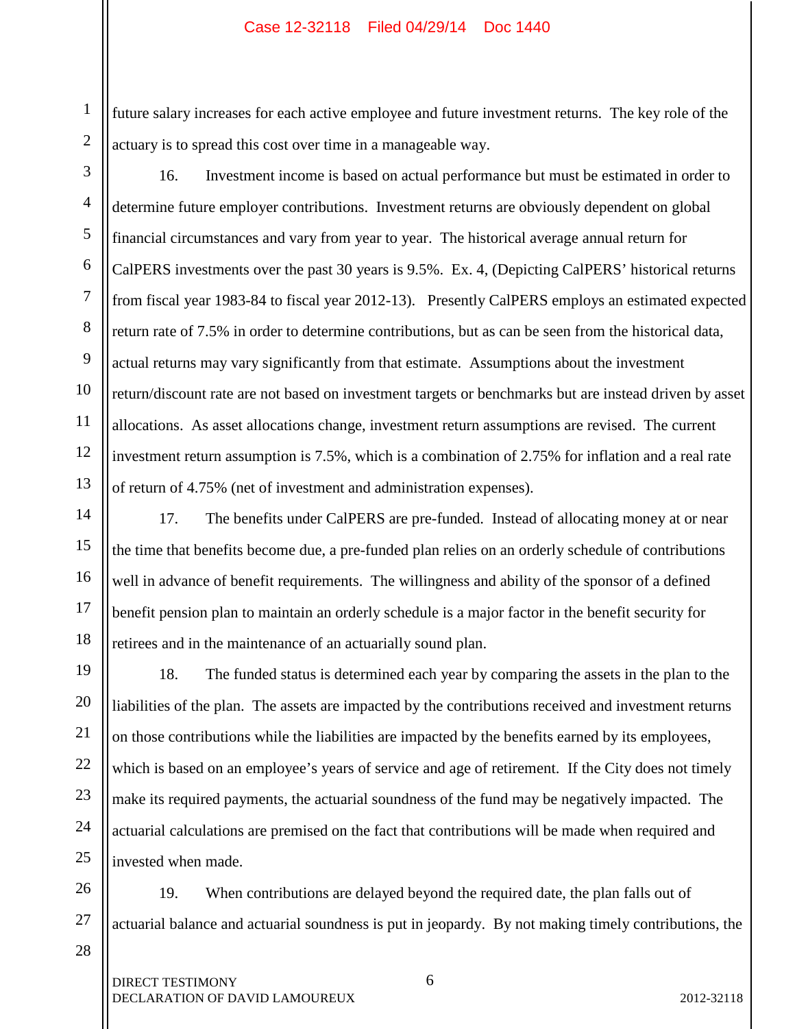future salary increases for each active employee and future investment returns. The key role of the actuary is to spread this cost over time in a manageable way.

16. Investment income is based on actual performance but must be estimated in order to determine future employer contributions. Investment returns are obviously dependent on global financial circumstances and vary from year to year. The historical average annual return for CalPERS investments over the past 30 years is 9.5%. Ex. 4, (Depicting CalPERS' historical returns from fiscal year 1983-84 to fiscal year 2012-13). Presently CalPERS employs an estimated expected return rate of 7.5% in order to determine contributions, but as can be seen from the historical data, actual returns may vary significantly from that estimate. Assumptions about the investment return/discount rate are not based on investment targets or benchmarks but are instead driven by asset allocations. As asset allocations change, investment return assumptions are revised. The current investment return assumption is 7.5%, which is a combination of 2.75% for inflation and a real rate of return of 4.75% (net of investment and administration expenses).

17. The benefits under CalPERS are pre-funded. Instead of allocating money at or near the time that benefits become due, a pre-funded plan relies on an orderly schedule of contributions well in advance of benefit requirements. The willingness and ability of the sponsor of a defined benefit pension plan to maintain an orderly schedule is a major factor in the benefit security for retirees and in the maintenance of an actuarially sound plan.

18. The funded status is determined each year by comparing the assets in the plan to the liabilities of the plan. The assets are impacted by the contributions received and investment returns on those contributions while the liabilities are impacted by the benefits earned by its employees, which is based on an employee's years of service and age of retirement. If the City does not timely make its required payments, the actuarial soundness of the fund may be negatively impacted. The actuarial calculations are premised on the fact that contributions will be made when required and invested when made.

19. When contributions are delayed beyond the required date, the plan falls out of actuarial balance and actuarial soundness is put in jeopardy. By not making timely contributions, the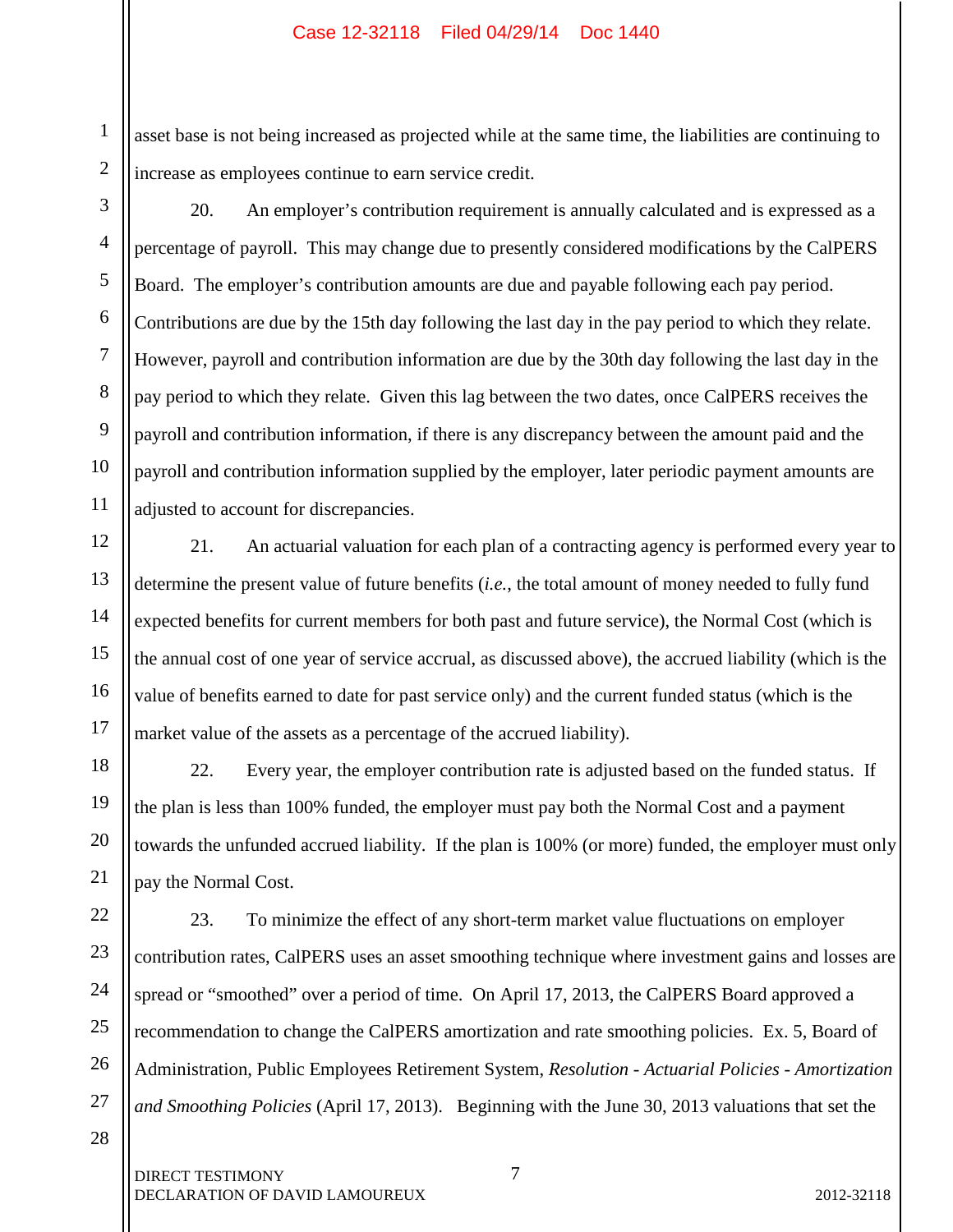asset base is not being increased as projected while at the same time, the liabilities are continuing to increase as employees continue to earn service credit.

20. An employer's contribution requirement is annually calculated and is expressed as a percentage of payroll. This may change due to presently considered modifications by the CalPERS Board. The employer's contribution amounts are due and payable following each pay period. Contributions are due by the 15th day following the last day in the pay period to which they relate. However, payroll and contribution information are due by the 30th day following the last day in the pay period to which they relate. Given this lag between the two dates, once CalPERS receives the payroll and contribution information, if there is any discrepancy between the amount paid and the payroll and contribution information supplied by the employer, later periodic payment amounts are adjusted to account for discrepancies.

21. An actuarial valuation for each plan of a contracting agency is performed every year to determine the present value of future benefits (*i.e.*, the total amount of money needed to fully fund expected benefits for current members for both past and future service), the Normal Cost (which is the annual cost of one year of service accrual, as discussed above), the accrued liability (which is the value of benefits earned to date for past service only) and the current funded status (which is the market value of the assets as a percentage of the accrued liability).

22. Every year, the employer contribution rate is adjusted based on the funded status. If the plan is less than 100% funded, the employer must pay both the Normal Cost and a payment towards the unfunded accrued liability. If the plan is 100% (or more) funded, the employer must only pay the Normal Cost.

23. To minimize the effect of any short-term market value fluctuations on employer contribution rates, CalPERS uses an asset smoothing technique where investment gains and losses are spread or "smoothed" over a period of time. On April 17, 2013, the CalPERS Board approved a recommendation to change the CalPERS amortization and rate smoothing policies. Ex. 5, Board of Administration, Public Employees Retirement System, *Resolution - Actuarial Policies - Amortization and Smoothing Policies* (April 17, 2013). Beginning with the June 30, 2013 valuations that set the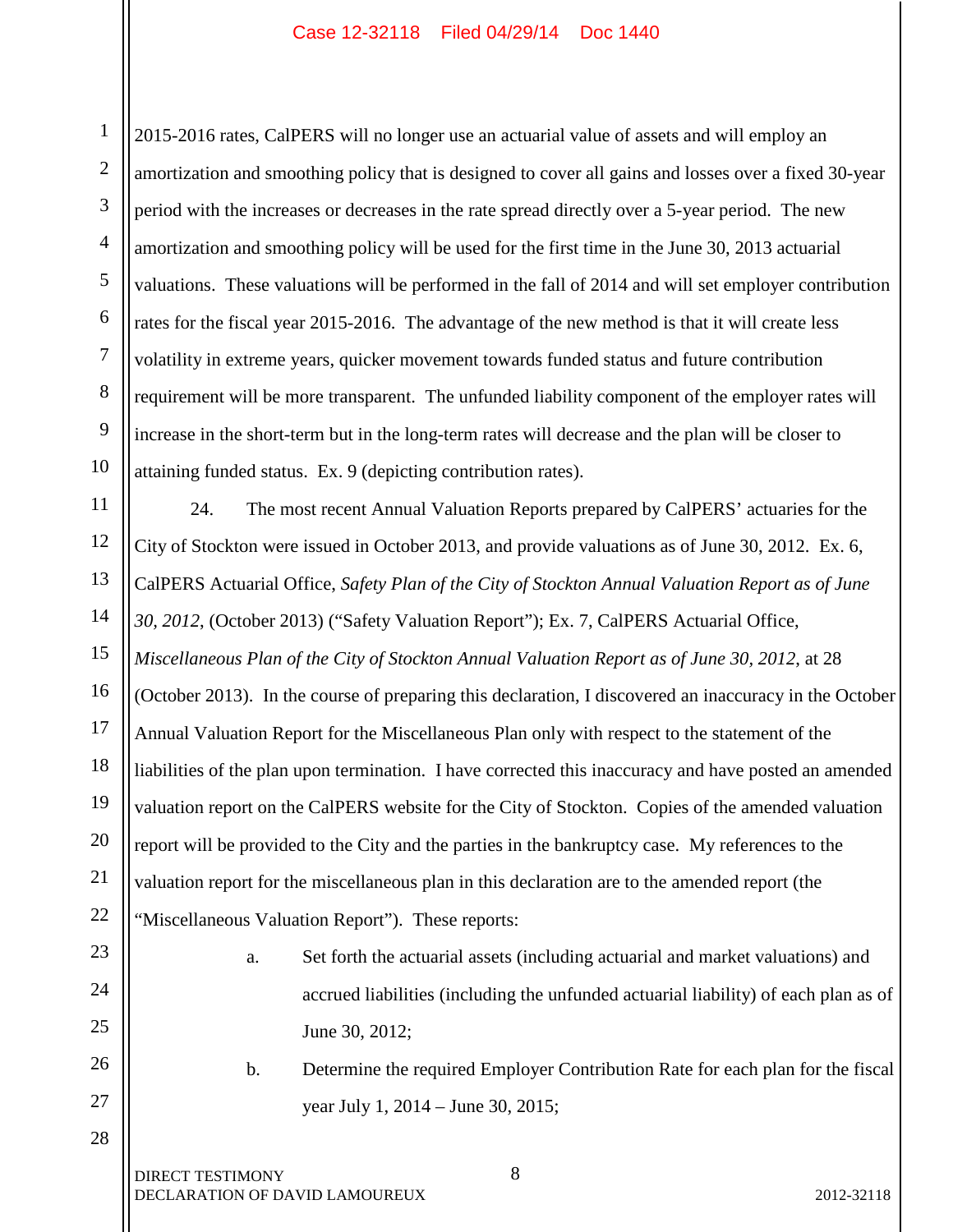2015-2016 rates, CalPERS will no longer use an actuarial value of assets and will employ an amortization and smoothing policy that is designed to cover all gains and losses over a fixed 30-year period with the increases or decreases in the rate spread directly over a 5-year period. The new amortization and smoothing policy will be used for the first time in the June 30, 2013 actuarial valuations. These valuations will be performed in the fall of 2014 and will set employer contribution rates for the fiscal year 2015-2016. The advantage of the new method is that it will create less volatility in extreme years, quicker movement towards funded status and future contribution requirement will be more transparent. The unfunded liability component of the employer rates will increase in the short-term but in the long-term rates will decrease and the plan will be closer to attaining funded status. Ex. 9 (depicting contribution rates).

24. The most recent Annual Valuation Reports prepared by CalPERS' actuaries for the City of Stockton were issued in October 2013, and provide valuations as of June 30, 2012. Ex. 6, CalPERS Actuarial Office, *Safety Plan of the City of Stockton Annual Valuation Report as of June 30, 2012*, (October 2013) ("Safety Valuation Report"); Ex. 7, CalPERS Actuarial Office, *Miscellaneous Plan of the City of Stockton Annual Valuation Report as of June 30, 2012*, at 28 (October 2013). In the course of preparing this declaration, I discovered an inaccuracy in the October Annual Valuation Report for the Miscellaneous Plan only with respect to the statement of the liabilities of the plan upon termination. I have corrected this inaccuracy and have posted an amended valuation report on the CalPERS website for the City of Stockton. Copies of the amended valuation report will be provided to the City and the parties in the bankruptcy case. My references to the valuation report for the miscellaneous plan in this declaration are to the amended report (the "Miscellaneous Valuation Report"). These reports:

a. Set forth the actuarial assets (including actuarial and market valuations) and accrued liabilities (including the unfunded actuarial liability) of each plan as of June 30, 2012;

b. Determine the required Employer Contribution Rate for each plan for the fiscal year July 1, 2014 – June 30, 2015;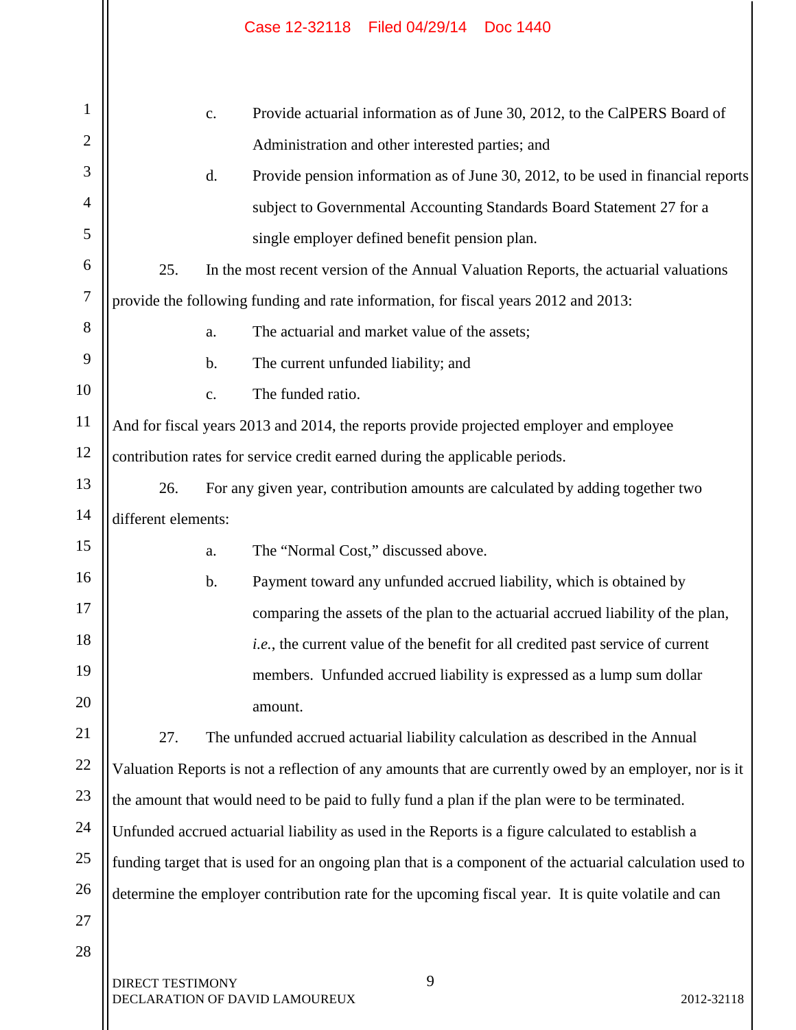c. Provide actuarial information as of June 30, 2012, to the CalPERS Board of Administration and other interested parties; and

d. Provide pension information as of June 30, 2012, to be used in financial reports subject to Governmental Accounting Standards Board Statement 27 for a single employer defined benefit pension plan.

25. In the most recent version of the Annual Valuation Reports, the actuarial valuations provide the following funding and rate information, for fiscal years 2012 and 2013:

a. The actuarial and market value of the assets;

b. The current unfunded liability; and

c. The funded ratio.

And for fiscal years 2013 and 2014, the reports provide projected employer and employee contribution rates for service credit earned during the applicable periods.

26. For any given year, contribution amounts are calculated by adding together two different elements:

a. The "Normal Cost," discussed above.

b. Payment toward any unfunded accrued liability, which is obtained by comparing the assets of the plan to the actuarial accrued liability of the plan, *i.e.*, the current value of the benefit for all credited past service of current members. Unfunded accrued liability is expressed as a lump sum dollar amount.

27. The unfunded accrued actuarial liability calculation as described in the Annual Valuation Reports is not a reflection of any amounts that are currently owed by an employer, nor is it the amount that would need to be paid to fully fund a plan if the plan were to be terminated. Unfunded accrued actuarial liability as used in the Reports is a figure calculated to establish a funding target that is used for an ongoing plan that is a component of the actuarial calculation used to determine the employer contribution rate for the upcoming fiscal year. It is quite volatile and can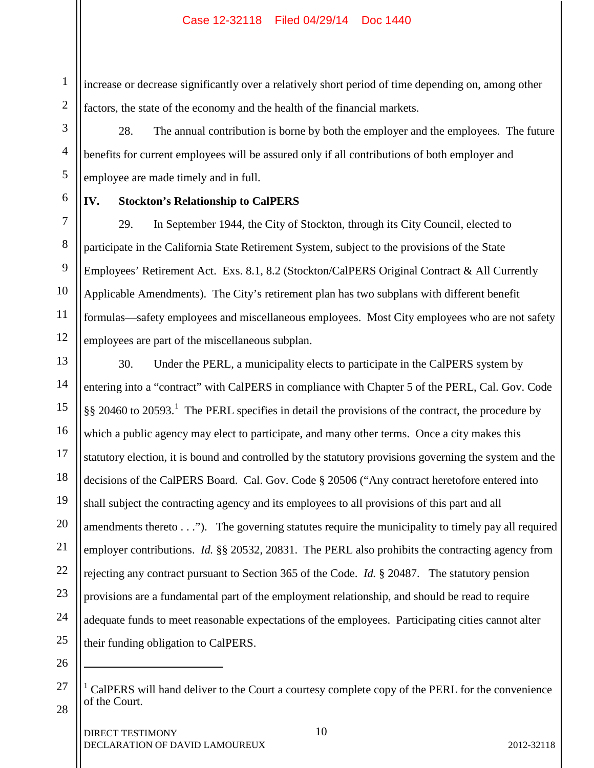increase or decrease significantly over a relatively short period of time depending on, among other factors, the state of the economy and the health of the financial markets.

28. The annual contribution is borne by both the employer and the employees. The future benefits for current employees will be assured only if all contributions of both employer and employee are made timely and in full.

## IV. Stockton's Relationship to CalPERS

29. In September 1944, the City of Stockton, through its City Council, elected to participate in the California State Retirement System, subject to the provisions of the State Employees' Retirement Act. Exs. 8.1, 8.2 (Stockton/CalPERS Original Contract & All Currently Applicable Amendments). The City's retirement plan has two subplans with different benefit formulas—safety employees and miscellaneous employees. Most City employees who are not safety employees are part of the miscellaneous subplan.

30. Under the PERL, a municipality elects to participate in the CalPERS system by entering into a "contract" with CalPERS in compliance with Chapter 5 of the PERL, Cal. Gov. Code §§ 20460 to 20593.[1] The PERL specifies in detail the provisions of the contract, the procedure by which a public agency may elect to participate, and many other terms. Once a city makes this statutory election, it is bound and controlled by the statutory provisions governing the system and the decisions of the CalPERS Board. Cal. Gov. Code § 20506 ("Any contract heretofore entered into shall subject the contracting agency and its employees to all provisions of this part and all amendments thereto . . ."). The governing statutes require the municipality to timely pay all required employer contributions. *Id.* §§ 20532, 20831. The PERL also prohibits the contracting agency from rejecting any contract pursuant to Section 365 of the Code. *Id.* § 20487. The statutory pension provisions are a fundamental part of the employment relationship, and should be read to require adequate funds to meet reasonable expectations of the employees. Participating cities cannot alter their funding obligation to CalPERS.

---

[1] CalPERS will hand deliver to the Court a courtesy complete copy of the PERL for the convenience of the Court.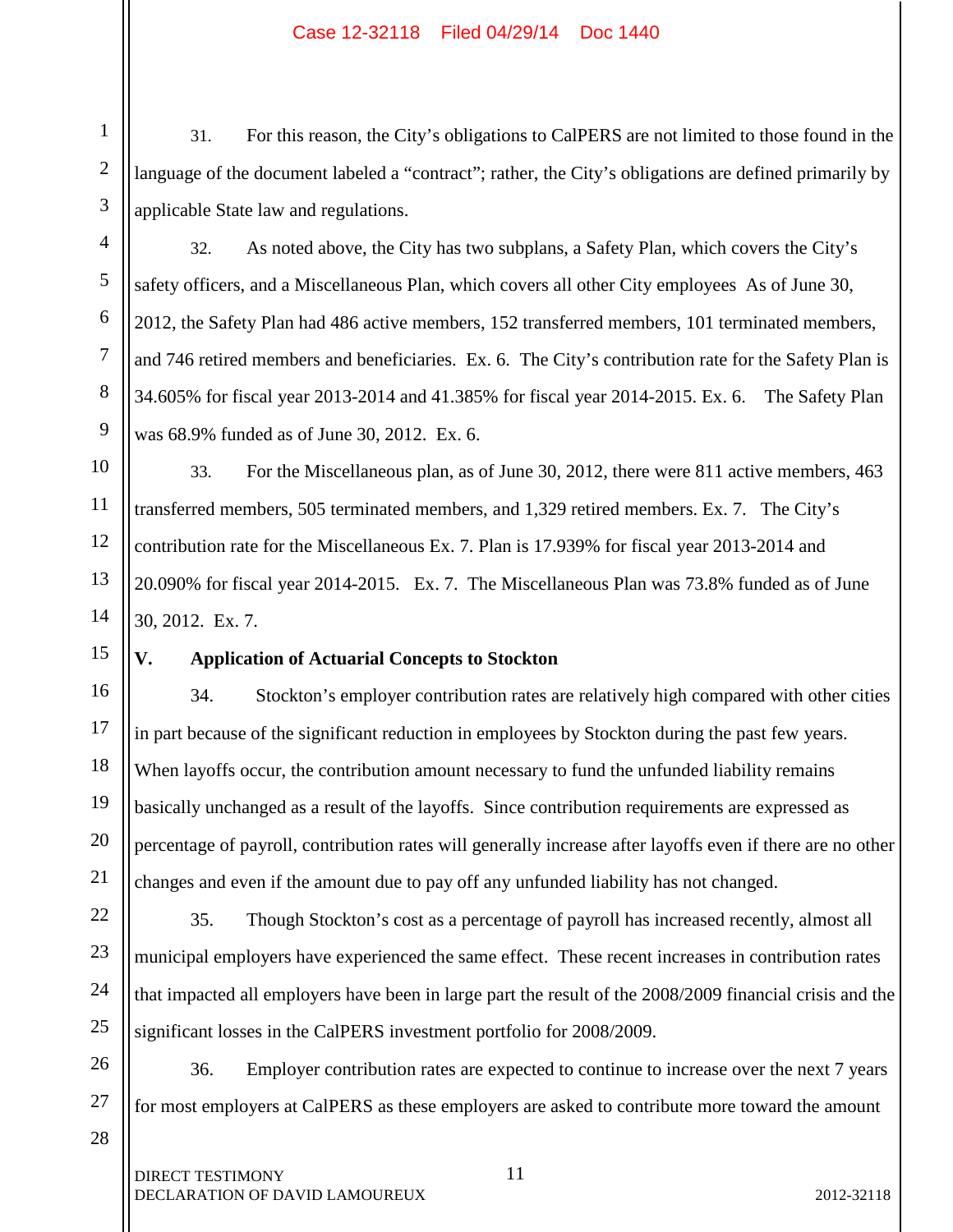31. For this reason, the City's obligations to CalPERS are not limited to those found in the language of the document labeled a "contract"; rather, the City's obligations are defined primarily by applicable State law and regulations.

32. As noted above, the City has two subplans, a Safety Plan, which covers the City's safety officers, and a Miscellaneous Plan, which covers all other City employees As of June 30, 2012, the Safety Plan had 486 active members, 152 transferred members, 101 terminated members, and 746 retired members and beneficiaries. Ex. 6. The City's contribution rate for the Safety Plan is 34.605% for fiscal year 2013-2014 and 41.385% for fiscal year 2014-2015. Ex. 6. The Safety Plan was 68.9% funded as of June 30, 2012. Ex. 6.

33. For the Miscellaneous plan, as of June 30, 2012, there were 811 active members, 463 transferred members, 505 terminated members, and 1,329 retired members. Ex. 7. The City's contribution rate for the Miscellaneous Ex. 7. Plan is 17.939% for fiscal year 2013-2014 and 20.090% for fiscal year 2014-2015. Ex. 7. The Miscellaneous Plan was 73.8% funded as of June 30, 2012. Ex. 7.

## V. Application of Actuarial Concepts to Stockton

34. Stockton's employer contribution rates are relatively high compared with other cities in part because of the significant reduction in employees by Stockton during the past few years. When layoffs occur, the contribution amount necessary to fund the unfunded liability remains basically unchanged as a result of the layoffs. Since contribution requirements are expressed as percentage of payroll, contribution rates will generally increase after layoffs even if there are no other changes and even if the amount due to pay off any unfunded liability has not changed.

35. Though Stockton's cost as a percentage of payroll has increased recently, almost all municipal employers have experienced the same effect. These recent increases in contribution rates that impacted all employers have been in large part the result of the 2008/2009 financial crisis and the significant losses in the CalPERS investment portfolio for 2008/2009.

36. Employer contribution rates are expected to continue to increase over the next 7 years for most employers at CalPERS as these employers are asked to contribute more toward the amount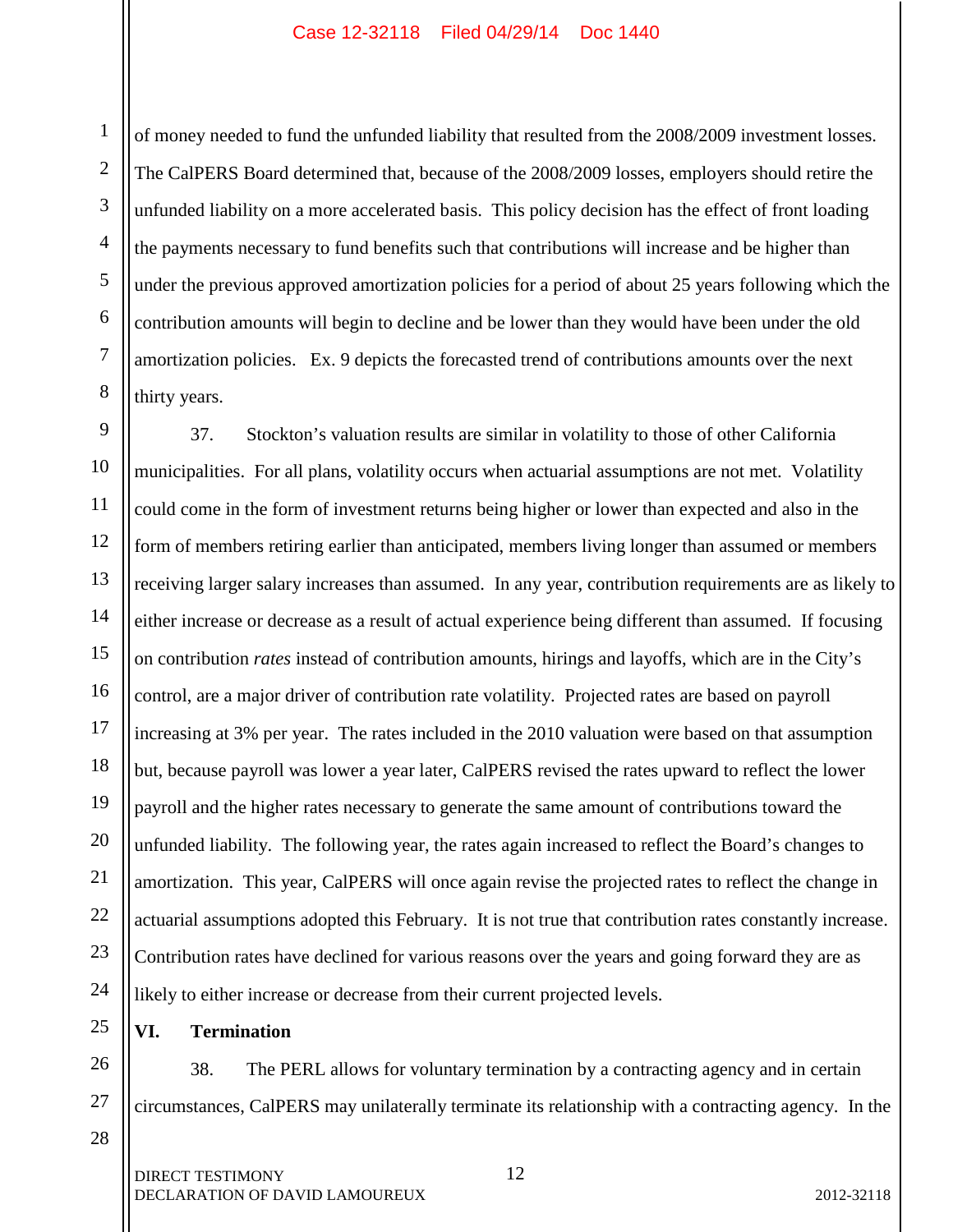of money needed to fund the unfunded liability that resulted from the 2008/2009 investment losses. The CalPERS Board determined that, because of the 2008/2009 losses, employers should retire the unfunded liability on a more accelerated basis. This policy decision has the effect of front loading the payments necessary to fund benefits such that contributions will increase and be higher than under the previous approved amortization policies for a period of about 25 years following which the contribution amounts will begin to decline and be lower than they would have been under the old amortization policies. Ex. 9 depicts the forecasted trend of contributions amounts over the next thirty years.

37. Stockton's valuation results are similar in volatility to those of other California municipalities. For all plans, volatility occurs when actuarial assumptions are not met. Volatility could come in the form of investment returns being higher or lower than expected and also in the form of members retiring earlier than anticipated, members living longer than assumed or members receiving larger salary increases than assumed. In any year, contribution requirements are as likely to either increase or decrease as a result of actual experience being different than assumed. If focusing on contribution *rates* instead of contribution amounts, hirings and layoffs, which are in the City's control, are a major driver of contribution rate volatility. Projected rates are based on payroll increasing at 3% per year. The rates included in the 2010 valuation were based on that assumption but, because payroll was lower a year later, CalPERS revised the rates upward to reflect the lower payroll and the higher rates necessary to generate the same amount of contributions toward the unfunded liability. The following year, the rates again increased to reflect the Board's changes to amortization. This year, CalPERS will once again revise the projected rates to reflect the change in actuarial assumptions adopted this February. It is not true that contribution rates constantly increase. Contribution rates have declined for various reasons over the years and going forward they are as likely to either increase or decrease from their current projected levels.

## VI. Termination

38. The PERL allows for voluntary termination by a contracting agency and in certain circumstances, CalPERS may unilaterally terminate its relationship with a contracting agency. In the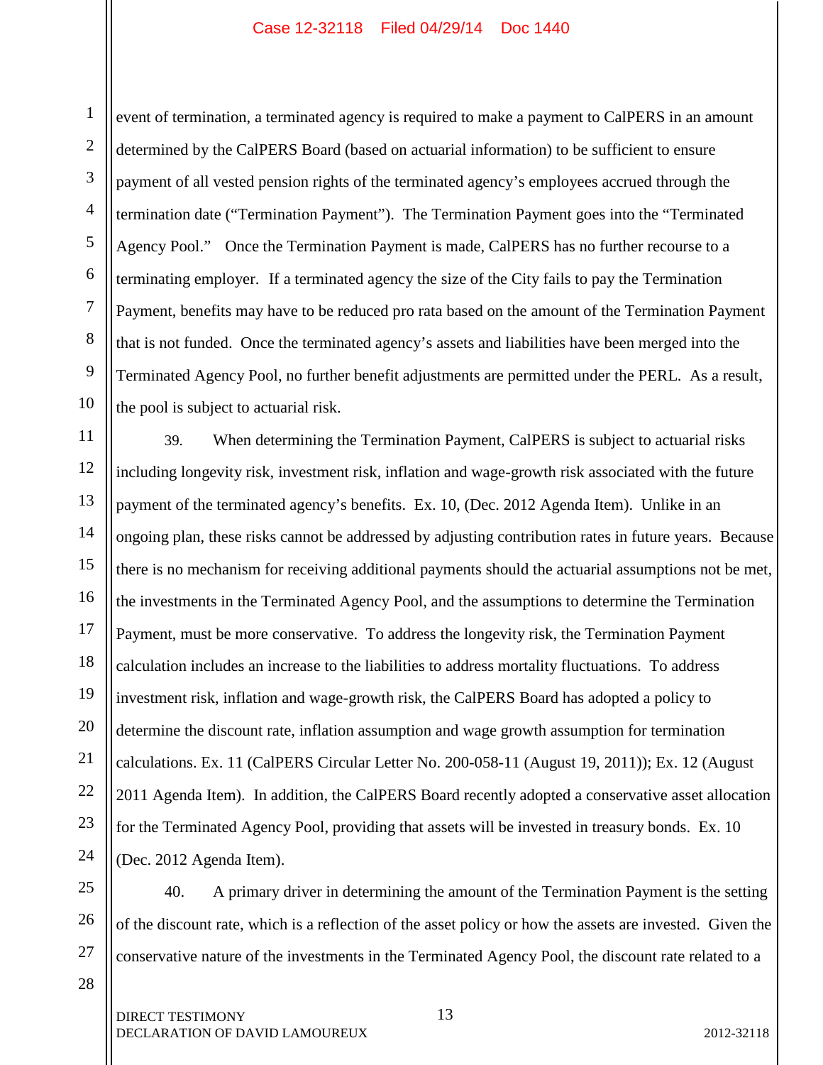event of termination, a terminated agency is required to make a payment to CalPERS in an amount determined by the CalPERS Board (based on actuarial information) to be sufficient to ensure payment of all vested pension rights of the terminated agency's employees accrued through the termination date ("Termination Payment"). The Termination Payment goes into the "Terminated Agency Pool." Once the Termination Payment is made, CalPERS has no further recourse to a terminating employer. If a terminated agency the size of the City fails to pay the Termination Payment, benefits may have to be reduced pro rata based on the amount of the Termination Payment that is not funded. Once the terminated agency's assets and liabilities have been merged into the Terminated Agency Pool, no further benefit adjustments are permitted under the PERL. As a result, the pool is subject to actuarial risk.

39. When determining the Termination Payment, CalPERS is subject to actuarial risks including longevity risk, investment risk, inflation and wage-growth risk associated with the future payment of the terminated agency's benefits. Ex. 10, (Dec. 2012 Agenda Item). Unlike in an ongoing plan, these risks cannot be addressed by adjusting contribution rates in future years. Because there is no mechanism for receiving additional payments should the actuarial assumptions not be met, the investments in the Terminated Agency Pool, and the assumptions to determine the Termination Payment, must be more conservative. To address the longevity risk, the Termination Payment calculation includes an increase to the liabilities to address mortality fluctuations. To address investment risk, inflation and wage-growth risk, the CalPERS Board has adopted a policy to determine the discount rate, inflation assumption and wage growth assumption for termination calculations. Ex. 11 (CalPERS Circular Letter No. 200-058-11 (August 19, 2011)); Ex. 12 (August 2011 Agenda Item). In addition, the CalPERS Board recently adopted a conservative asset allocation for the Terminated Agency Pool, providing that assets will be invested in treasury bonds. Ex. 10 (Dec. 2012 Agenda Item).

40. A primary driver in determining the amount of the Termination Payment is the setting of the discount rate, which is a reflection of the asset policy or how the assets are invested. Given the conservative nature of the investments in the Terminated Agency Pool, the discount rate related to a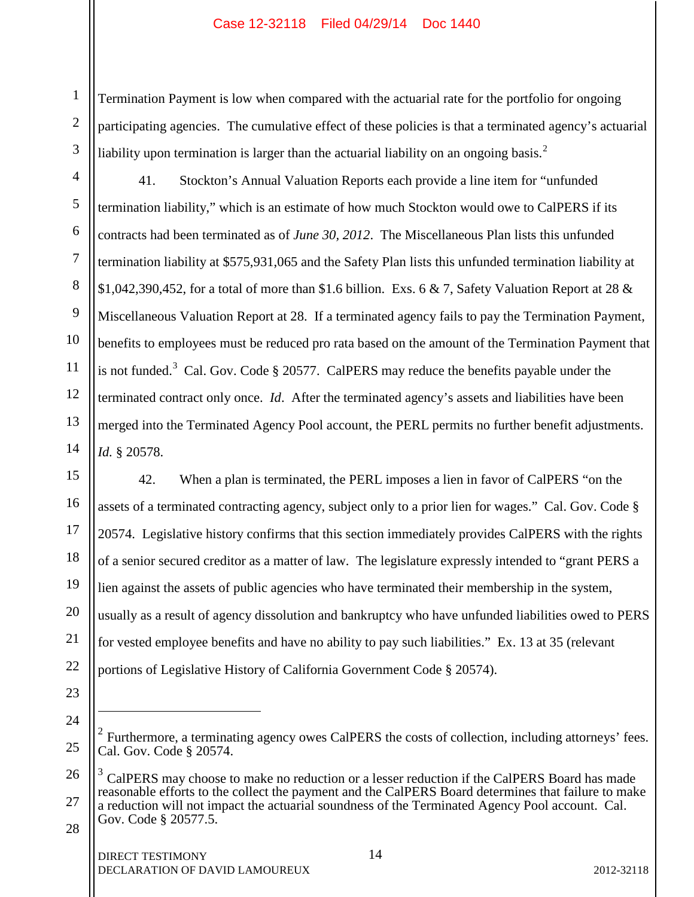Termination Payment is low when compared with the actuarial rate for the portfolio for ongoing participating agencies. The cumulative effect of these policies is that a terminated agency's actuarial liability upon termination is larger than the actuarial liability on an ongoing basis.[2]

41. Stockton's Annual Valuation Reports each provide a line item for "unfunded termination liability," which is an estimate of how much Stockton would owe to CalPERS if its contracts had been terminated as of *June 30, 2012*. The Miscellaneous Plan lists this unfunded termination liability at $575,931,065 and the Safety Plan lists this unfunded termination liability at $1,042,390,452, for a total of more than $1.6 billion. Exs. 6 & 7, Safety Valuation Report at 28 & Miscellaneous Valuation Report at 28. If a terminated agency fails to pay the Termination Payment, benefits to employees must be reduced pro rata based on the amount of the Termination Payment that is not funded.[3] Cal. Gov. Code § 20577. CalPERS may reduce the benefits payable under the terminated contract only once. *Id*. After the terminated agency's assets and liabilities have been merged into the Terminated Agency Pool account, the PERL permits no further benefit adjustments. *Id.* § 20578.

42. When a plan is terminated, the PERL imposes a lien in favor of CalPERS "on the assets of a terminated contracting agency, subject only to a prior lien for wages." Cal. Gov. Code § 20574. Legislative history confirms that this section immediately provides CalPERS with the rights of a senior secured creditor as a matter of law. The legislature expressly intended to "grant PERS a lien against the assets of public agencies who have terminated their membership in the system, usually as a result of agency dissolution and bankruptcy who have unfunded liabilities owed to PERS for vested employee benefits and have no ability to pay such liabilities." Ex. 13 at 35 (relevant portions of Legislative History of California Government Code § 20574).

---

[2] Furthermore, a terminating agency owes CalPERS the costs of collection, including attorneys' fees. Cal. Gov. Code § 20574.

[3] CalPERS may choose to make no reduction or a lesser reduction if the CalPERS Board has made reasonable efforts to the collect the payment and the CalPERS Board determines that failure to make a reduction will not impact the actuarial soundness of the Terminated Agency Pool account. Cal. Gov. Code § 20577.5.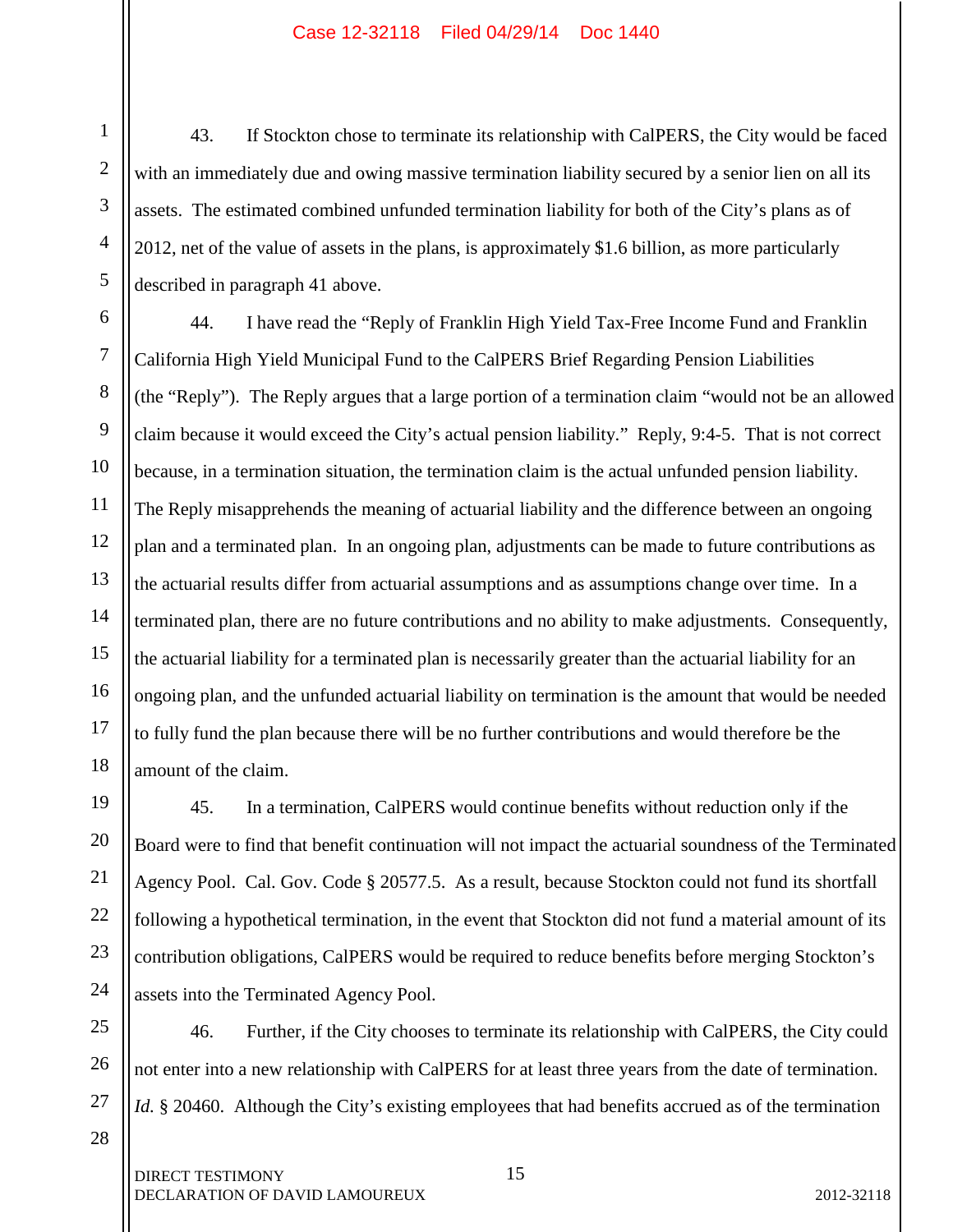43. If Stockton chose to terminate its relationship with CalPERS, the City would be faced with an immediately due and owing massive termination liability secured by a senior lien on all its assets. The estimated combined unfunded termination liability for both of the City's plans as of 2012, net of the value of assets in the plans, is approximately $1.6 billion, as more particularly described in paragraph 41 above.

44. I have read the "Reply of Franklin High Yield Tax-Free Income Fund and Franklin California High Yield Municipal Fund to the CalPERS Brief Regarding Pension Liabilities (the "Reply"). The Reply argues that a large portion of a termination claim "would not be an allowed claim because it would exceed the City's actual pension liability." Reply, 9:4-5. That is not correct because, in a termination situation, the termination claim is the actual unfunded pension liability. The Reply misapprehends the meaning of actuarial liability and the difference between an ongoing plan and a terminated plan. In an ongoing plan, adjustments can be made to future contributions as the actuarial results differ from actuarial assumptions and as assumptions change over time. In a terminated plan, there are no future contributions and no ability to make adjustments. Consequently, the actuarial liability for a terminated plan is necessarily greater than the actuarial liability for an ongoing plan, and the unfunded actuarial liability on termination is the amount that would be needed to fully fund the plan because there will be no further contributions and would therefore be the amount of the claim.

45. In a termination, CalPERS would continue benefits without reduction only if the Board were to find that benefit continuation will not impact the actuarial soundness of the Terminated Agency Pool. Cal. Gov. Code § 20577.5. As a result, because Stockton could not fund its shortfall following a hypothetical termination, in the event that Stockton did not fund a material amount of its contribution obligations, CalPERS would be required to reduce benefits before merging Stockton's assets into the Terminated Agency Pool.

46. Further, if the City chooses to terminate its relationship with CalPERS, the City could not enter into a new relationship with CalPERS for at least three years from the date of termination. *Id.* § 20460. Although the City's existing employees that had benefits accrued as of the termination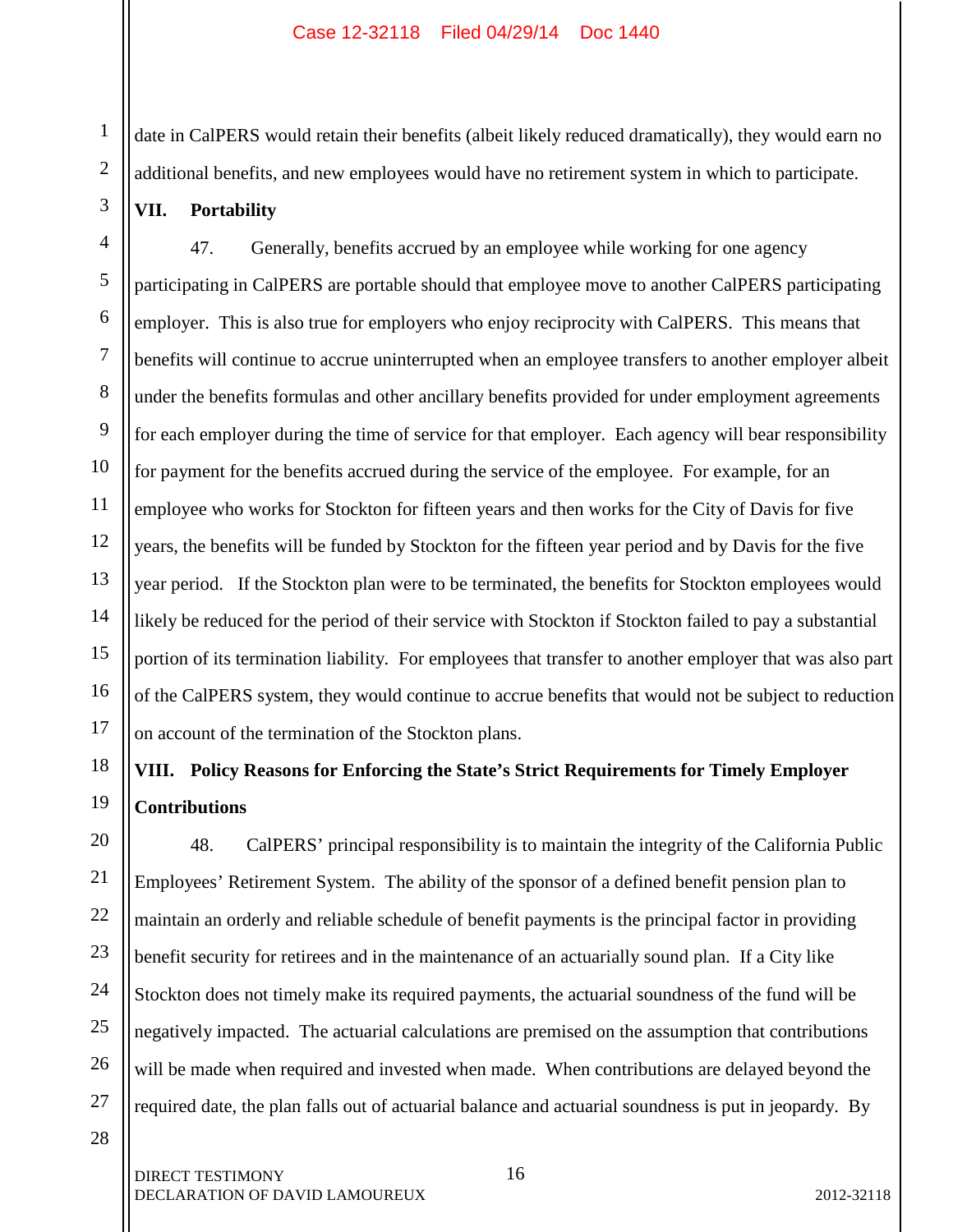date in CalPERS would retain their benefits (albeit likely reduced dramatically), they would earn no additional benefits, and new employees would have no retirement system in which to participate.

## VII. Portability

47. Generally, benefits accrued by an employee while working for one agency participating in CalPERS are portable should that employee move to another CalPERS participating employer. This is also true for employers who enjoy reciprocity with CalPERS. This means that benefits will continue to accrue uninterrupted when an employee transfers to another employer albeit under the benefits formulas and other ancillary benefits provided for under employment agreements for each employer during the time of service for that employer. Each agency will bear responsibility for payment for the benefits accrued during the service of the employee. For example, for an employee who works for Stockton for fifteen years and then works for the City of Davis for five years, the benefits will be funded by Stockton for the fifteen year period and by Davis for the five year period. If the Stockton plan were to be terminated, the benefits for Stockton employees would likely be reduced for the period of their service with Stockton if Stockton failed to pay a substantial portion of its termination liability. For employees that transfer to another employer that was also part of the CalPERS system, they would continue to accrue benefits that would not be subject to reduction on account of the termination of the Stockton plans.

## VIII. Policy Reasons for Enforcing the State's Strict Requirements for Timely Employer Contributions

48. CalPERS' principal responsibility is to maintain the integrity of the California Public Employees' Retirement System. The ability of the sponsor of a defined benefit pension plan to maintain an orderly and reliable schedule of benefit payments is the principal factor in providing benefit security for retirees and in the maintenance of an actuarially sound plan. If a City like Stockton does not timely make its required payments, the actuarial soundness of the fund will be negatively impacted. The actuarial calculations are premised on the assumption that contributions will be made when required and invested when made. When contributions are delayed beyond the required date, the plan falls out of actuarial balance and actuarial soundness is put in jeopardy. By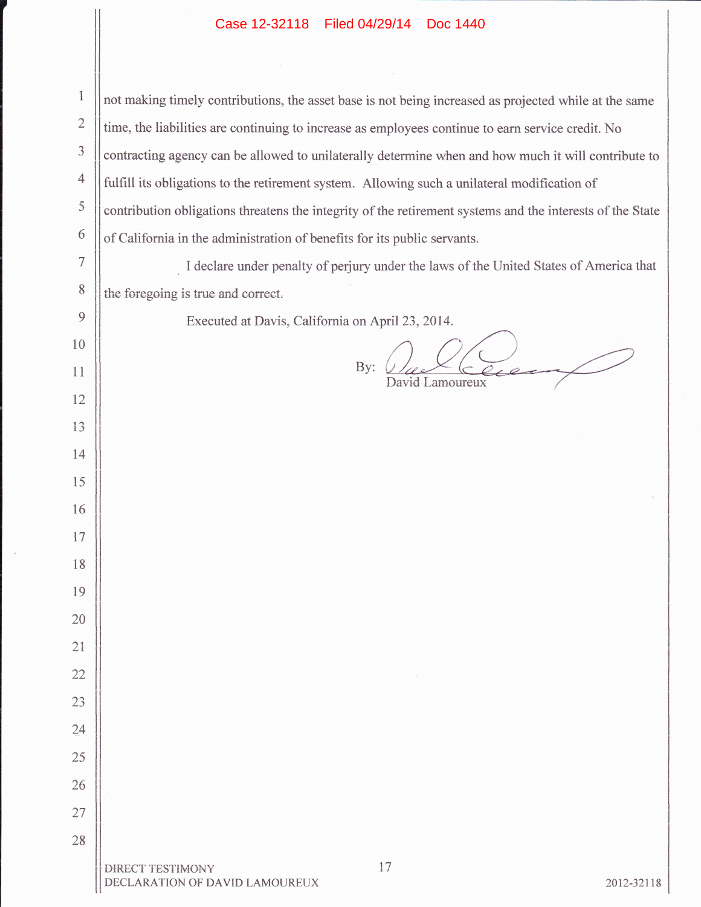not making timely contributions, the asset base is not being increased as projected while at the same time, the liabilities are continuing to increase as employees continue to earn service credit. No contracting agency can be allowed to unilaterally determine when and how much it will contribute to fulfill its obligations to the retirement system. Allowing such a unilateral modification of contribution obligations threatens the integrity of the retirement systems and the interests of the State of California in the administration of benefits for its public servants.

I declare under penalty of perjury under the laws of the United States of America that the foregoing is true and correct.

Executed at Davis, California on April 23, 2014.

By: David Lamoureux